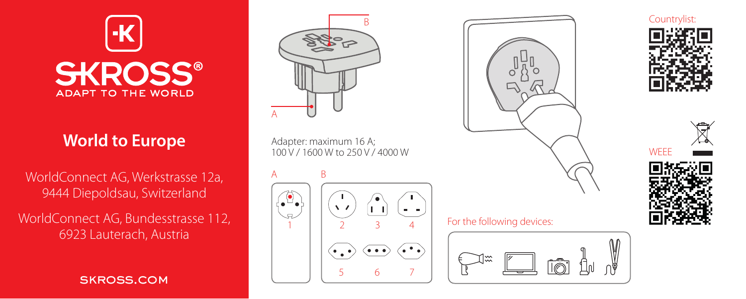SKROSS®

ADAPT TO THE WORLD

## World to Europe

WorldConnect AG, Werkstrasse 12a, 9444 Diepoldsau, Switzerland

WorldConnect AG, Bundesstrasse 112, 6923 Lauterach, Austria

SKROSS.COM

B

A

Adapter: maximum 16 A; 100 V / 1600 W to 250 V / 4000 W

A

1

B

2 3 4

5 6 7

For the following devices:

Countrylist:

WEEE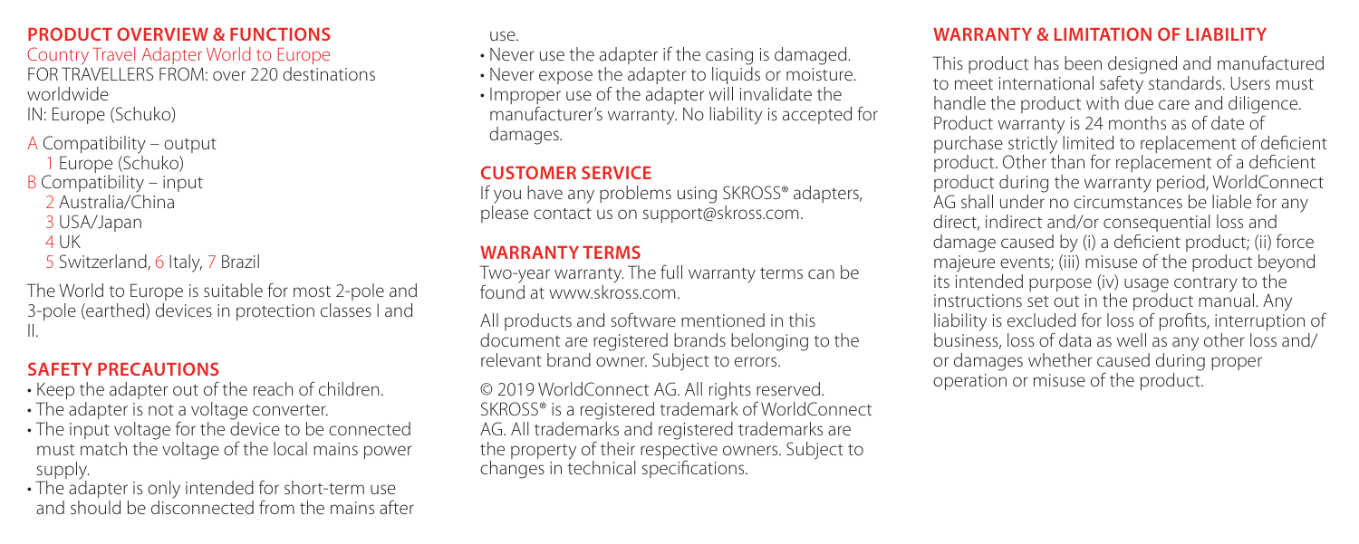## PRODUCT OVERVIEW & FUNCTIONS

Country Travel Adapter World to Europe
FOR TRAVELLERS FROM: over 220 destinations worldwide
IN: Europe (Schuko)

A Compatibility – output
  1 Europe (Schuko)
B Compatibility – input
  2 Australia/China
  3 USA/Japan
  4 UK
  5 Switzerland, 6 Italy, 7 Brazil

The World to Europe is suitable for most 2-pole and 3-pole (earthed) devices in protection classes I and II.

## SAFETY PRECAUTIONS

- Keep the adapter out of the reach of children.
- The adapter is not a voltage converter.
- The input voltage for the device to be connected must match the voltage of the local mains power supply.
- The adapter is only intended for short-term use and should be disconnected from the mains after use.
- Never use the adapter if the casing is damaged.
- Never expose the adapter to liquids or moisture.
- Improper use of the adapter will invalidate the manufacturer's warranty. No liability is accepted for damages.

## CUSTOMER SERVICE

If you have any problems using SKROSS® adapters, please contact us on support@skross.com.

## WARRANTY TERMS

Two-year warranty. The full warranty terms can be found at www.skross.com.

All products and software mentioned in this document are registered brands belonging to the relevant brand owner. Subject to errors.

© 2019 WorldConnect AG. All rights reserved. SKROSS® is a registered trademark of WorldConnect AG. All trademarks and registered trademarks are the property of their respective owners. Subject to changes in technical specifications.

## WARRANTY & LIMITATION OF LIABILITY

This product has been designed and manufactured to meet international safety standards. Users must handle the product with due care and diligence. Product warranty is 24 months as of date of purchase strictly limited to replacement of deficient product. Other than for replacement of a deficient product during the warranty period, WorldConnect AG shall under no circumstances be liable for any direct, indirect and/or consequential loss and damage caused by (i) a deficient product; (ii) force majeure events; (iii) misuse of the product beyond its intended purpose (iv) usage contrary to the instructions set out in the product manual. Any liability is excluded for loss of profits, interruption of business, loss of data as well as any other loss and/or damages whether caused during proper operation or misuse of the product.